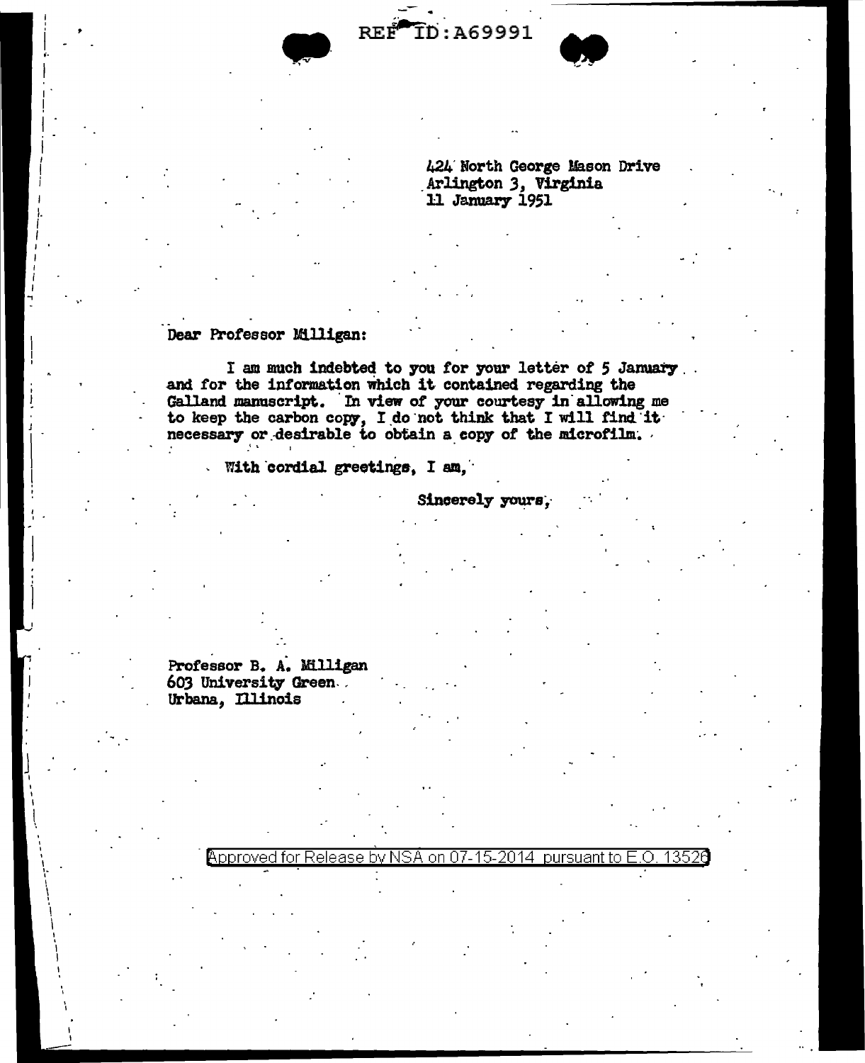REF ID:A69991

424 North George Mason Drive
Arlington 3, Virginia
11 January 1951

Dear Professor Milligan:

I am much indebted to you for your letter of 5 January and for the information which it contained regarding the Galland manuscript. In view of your courtesy in allowing me to keep the carbon copy, I do not think that I will find it necessary or desirable to obtain a copy of the microfilm.

With cordial greetings, I am,

Sincerely yours,

Professor B. A. Milligan
603 University Green
Urbana, Illinois

Approved for Release by NSA on 07-15-2014 pursuant to E.O. 13526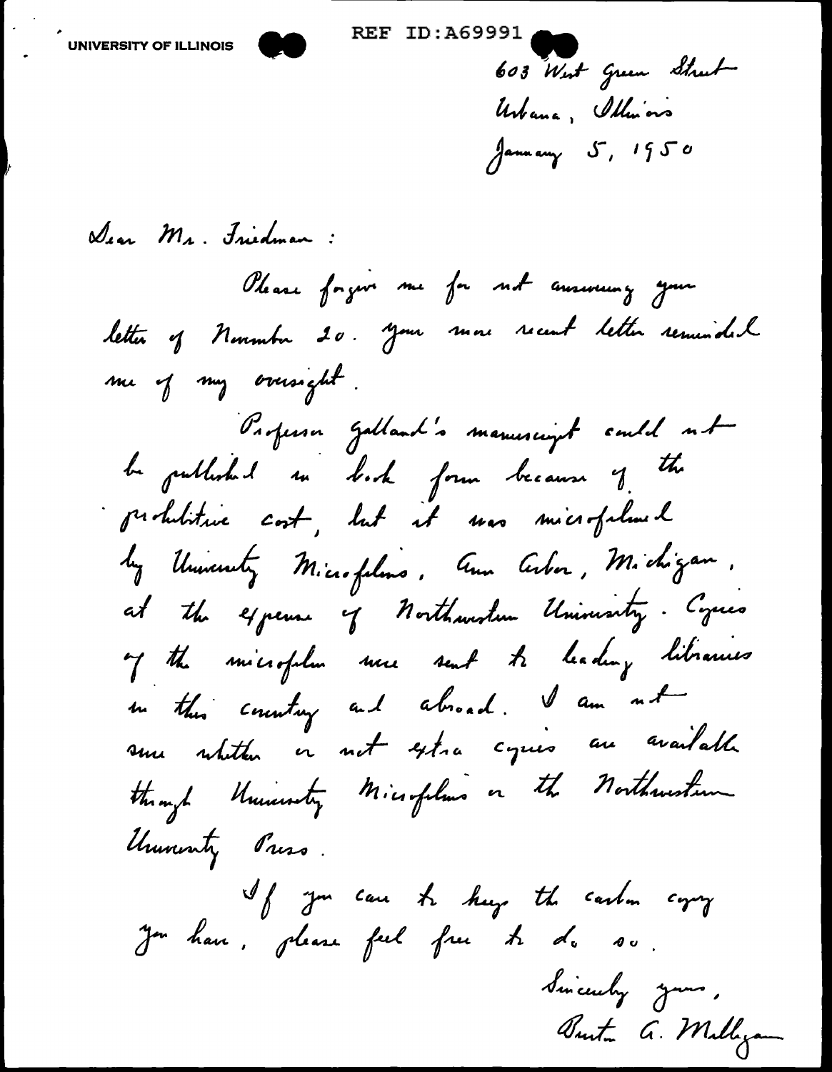UNIVERSITY OF ILLINOIS

REF ID:A69991

603 West Green Street
Urbana, Illinois
January 5, 1950

Dear Mr. Friedman:

Please forgive me for not answering your letter of November 20. Your more recent letter reminded me of my oversight.

Professor Galland's manuscript could not be published in book form because of the prohibitive cost, but it was microfilmed by University Microfilms, Ann Arbor, Michigan, at the expense of Northwestern University. Copies of the microfilm were sent to leading libraries in this country and abroad. I am not sure whether or not extra copies are available through University Microfilms or the Northwestern University Press.

If you care to keep the carbon copy you have, please feel free to do so.

Sincerely yours,
Burton A. Milligan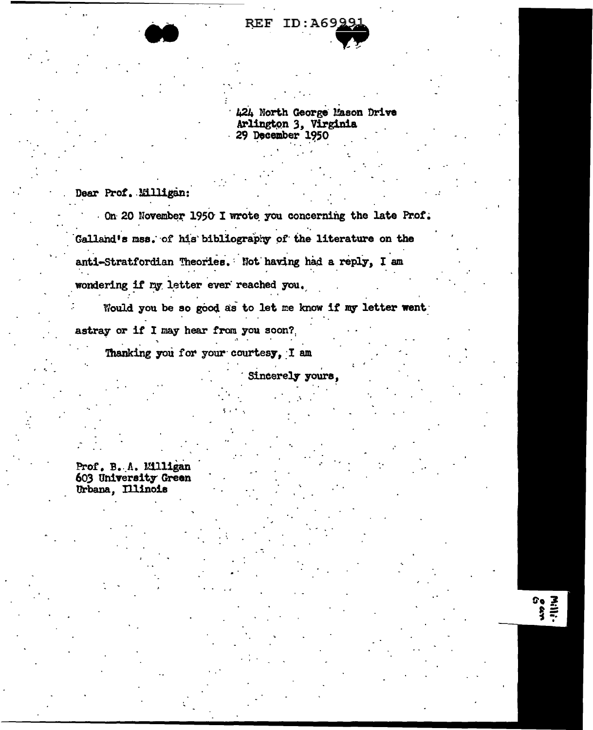REF ID:A69991

424 North George Mason Drive
Arlington 3, Virginia
29 December 1950

Dear Prof. Milligan:

On 20 November 1950 I wrote you concerning the late Prof. Galland's mss. of his bibliography of the literature on the anti-Stratfordian Theories. Not having had a reply, I am wondering if my letter ever reached you.

Would you be so good as to let me know if my letter went astray or if I may hear from you soon?

Thanking you for your courtesy, I am

Sincerely yours,

Prof. B. A. Milligan
603 University Green
Urbana, Illinois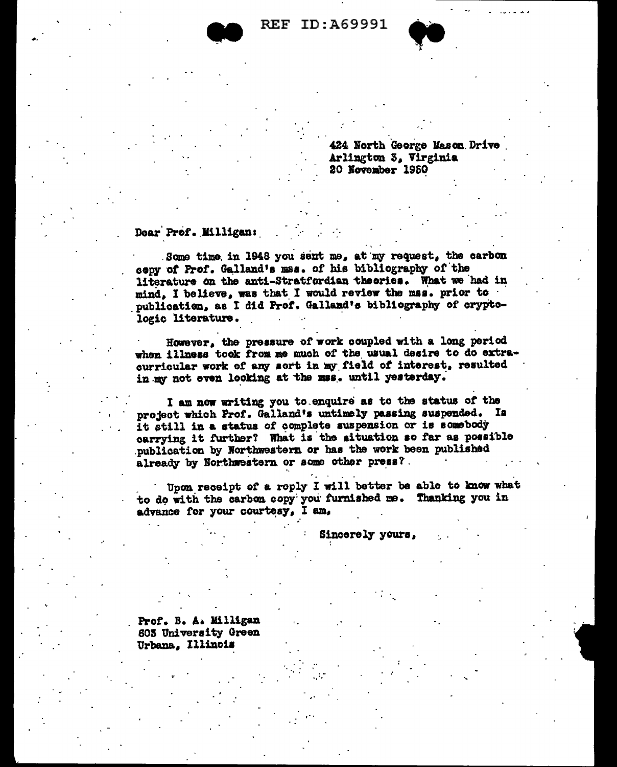REF ID:A69991

424 North George Mason Drive
Arlington 3, Virginia
20 November 1950

Dear Prof. Milligan:

Some time in 1948 you sent me, at my request, the carbon copy of Prof. Galland's mss. of his bibliography of the literature on the anti-Stratfordian theories. What we had in mind, I believe, was that I would review the mss. prior to publication, as I did Prof. Galland's bibliography of cryptologic literature.

However, the pressure of work coupled with a long period when illness took from me much of the usual desire to do extra-curricular work of any sort in my field of interest, resulted in my not even looking at the mss. until yesterday.

I am now writing you to enquire as to the status of the project which Prof. Galland's untimely passing suspended. Is it still in a status of complete suspension or is somebody carrying it further? What is the situation so far as possible publication by Northwestern or has the work been published already by Northwestern or some other press?

Upon receipt of a reply I will better be able to know what to do with the carbon copy you furnished me. Thanking you in advance for your courtesy, I am,

Sincerely yours,

Prof. B. A. Milligan
603 University Green
Urbana, Illinois